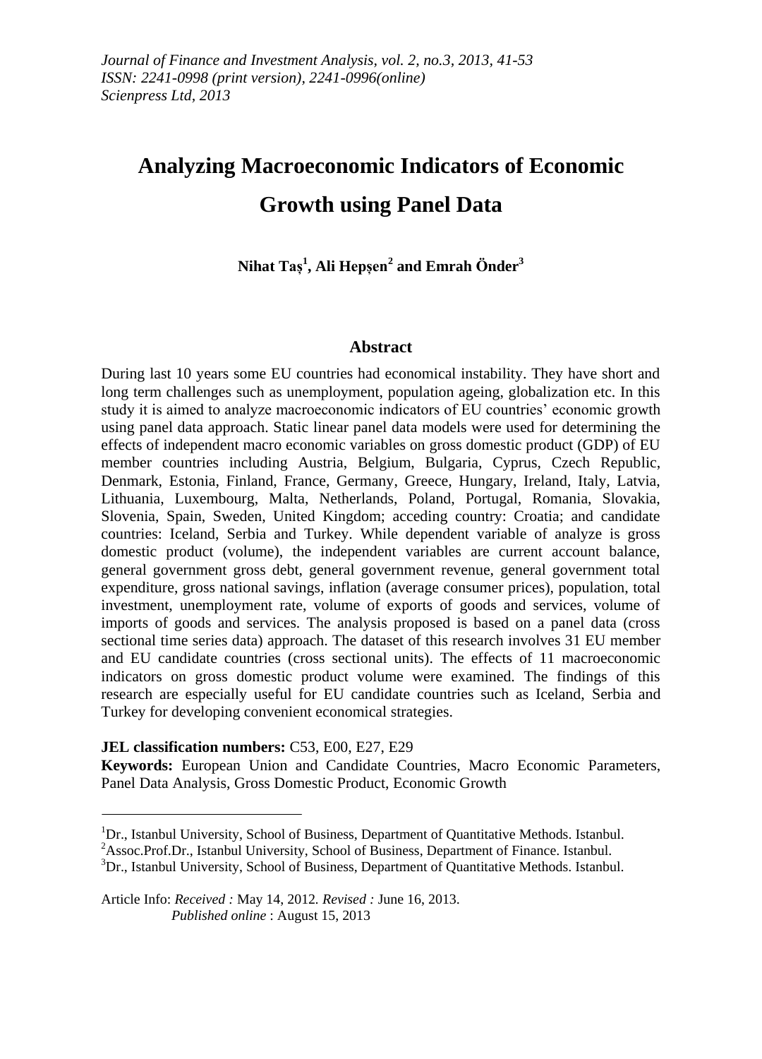# Analyzing Macroeconomic Indicators of Economic Growth using Panel Data

**Nihat Taş[1], Ali Hepşen[2] and Emrah Önder[3]**

## Abstract

During last 10 years some EU countries had economical instability. They have short and long term challenges such as unemployment, population ageing, globalization etc. In this study it is aimed to analyze macroeconomic indicators of EU countries' economic growth using panel data approach. Static linear panel data models were used for determining the effects of independent macro economic variables on gross domestic product (GDP) of EU member countries including Austria, Belgium, Bulgaria, Cyprus, Czech Republic, Denmark, Estonia, Finland, France, Germany, Greece, Hungary, Ireland, Italy, Latvia, Lithuania, Luxembourg, Malta, Netherlands, Poland, Portugal, Romania, Slovakia, Slovenia, Spain, Sweden, United Kingdom; acceding country: Croatia; and candidate countries: Iceland, Serbia and Turkey. While dependent variable of analyze is gross domestic product (volume), the independent variables are current account balance, general government gross debt, general government revenue, general government total expenditure, gross national savings, inflation (average consumer prices), population, total investment, unemployment rate, volume of exports of goods and services, volume of imports of goods and services. The analysis proposed is based on a panel data (cross sectional time series data) approach. The dataset of this research involves 31 EU member and EU candidate countries (cross sectional units). The effects of 11 macroeconomic indicators on gross domestic product volume were examined. The findings of this research are especially useful for EU candidate countries such as Iceland, Serbia and Turkey for developing convenient economical strategies.

**JEL classification numbers:** C53, E00, E27, E29

**Keywords:** European Union and Candidate Countries, Macro Economic Parameters, Panel Data Analysis, Gross Domestic Product, Economic Growth

---

[1] Dr., Istanbul University, School of Business, Department of Quantitative Methods. Istanbul.

[2] Assoc.Prof.Dr., Istanbul University, School of Business, Department of Finance. Istanbul.

[3] Dr., Istanbul University, School of Business, Department of Quantitative Methods. Istanbul.

Article Info: *Received :* May 14, 2012. *Revised :* June 16, 2013.
*Published online* : August 15, 2013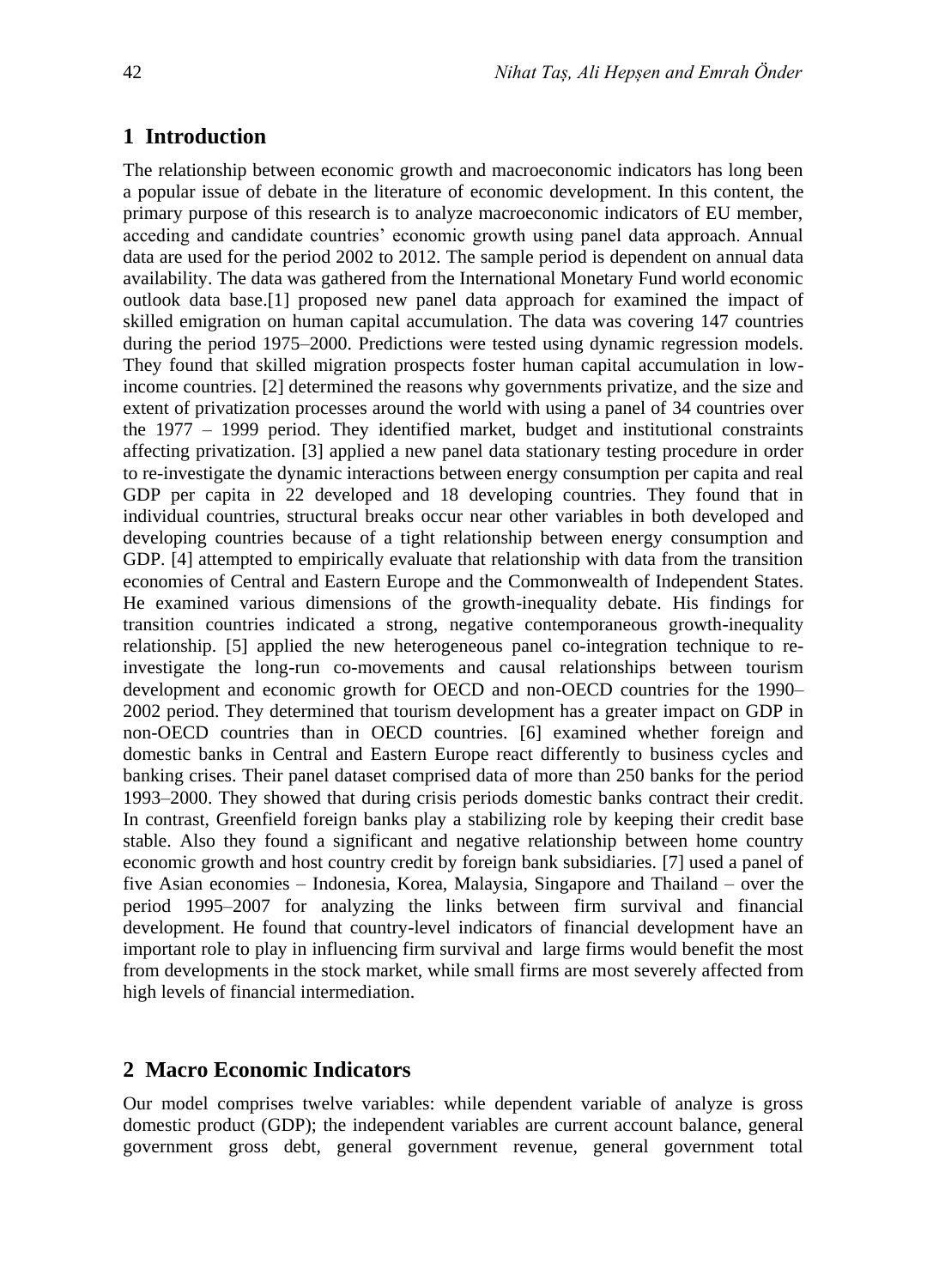## 1 Introduction

The relationship between economic growth and macroeconomic indicators has long been a popular issue of debate in the literature of economic development. In this content, the primary purpose of this research is to analyze macroeconomic indicators of EU member, acceding and candidate countries' economic growth using panel data approach. Annual data are used for the period 2002 to 2012. The sample period is dependent on annual data availability. The data was gathered from the International Monetary Fund world economic outlook data base.[1] proposed new panel data approach for examined the impact of skilled emigration on human capital accumulation. The data was covering 147 countries during the period 1975–2000. Predictions were tested using dynamic regression models. They found that skilled migration prospects foster human capital accumulation in low-income countries. [2] determined the reasons why governments privatize, and the size and extent of privatization processes around the world with using a panel of 34 countries over the 1977 – 1999 period. They identified market, budget and institutional constraints affecting privatization. [3] applied a new panel data stationary testing procedure in order to re-investigate the dynamic interactions between energy consumption per capita and real GDP per capita in 22 developed and 18 developing countries. They found that in individual countries, structural breaks occur near other variables in both developed and developing countries because of a tight relationship between energy consumption and GDP. [4] attempted to empirically evaluate that relationship with data from the transition economies of Central and Eastern Europe and the Commonwealth of Independent States. He examined various dimensions of the growth-inequality debate. His findings for transition countries indicated a strong, negative contemporaneous growth-inequality relationship. [5] applied the new heterogeneous panel co-integration technique to re-investigate the long-run co-movements and causal relationships between tourism development and economic growth for OECD and non-OECD countries for the 1990–2002 period. They determined that tourism development has a greater impact on GDP in non-OECD countries than in OECD countries. [6] examined whether foreign and domestic banks in Central and Eastern Europe react differently to business cycles and banking crises. Their panel dataset comprised data of more than 250 banks for the period 1993–2000. They showed that during crisis periods domestic banks contract their credit. In contrast, Greenfield foreign banks play a stabilizing role by keeping their credit base stable. Also they found a significant and negative relationship between home country economic growth and host country credit by foreign bank subsidiaries. [7] used a panel of five Asian economies – Indonesia, Korea, Malaysia, Singapore and Thailand – over the period 1995–2007 for analyzing the links between firm survival and financial development. He found that country-level indicators of financial development have an important role to play in influencing firm survival and large firms would benefit the most from developments in the stock market, while small firms are most severely affected from high levels of financial intermediation.

## 2 Macro Economic Indicators

Our model comprises twelve variables: while dependent variable of analyze is gross domestic product (GDP); the independent variables are current account balance, general government gross debt, general government revenue, general government total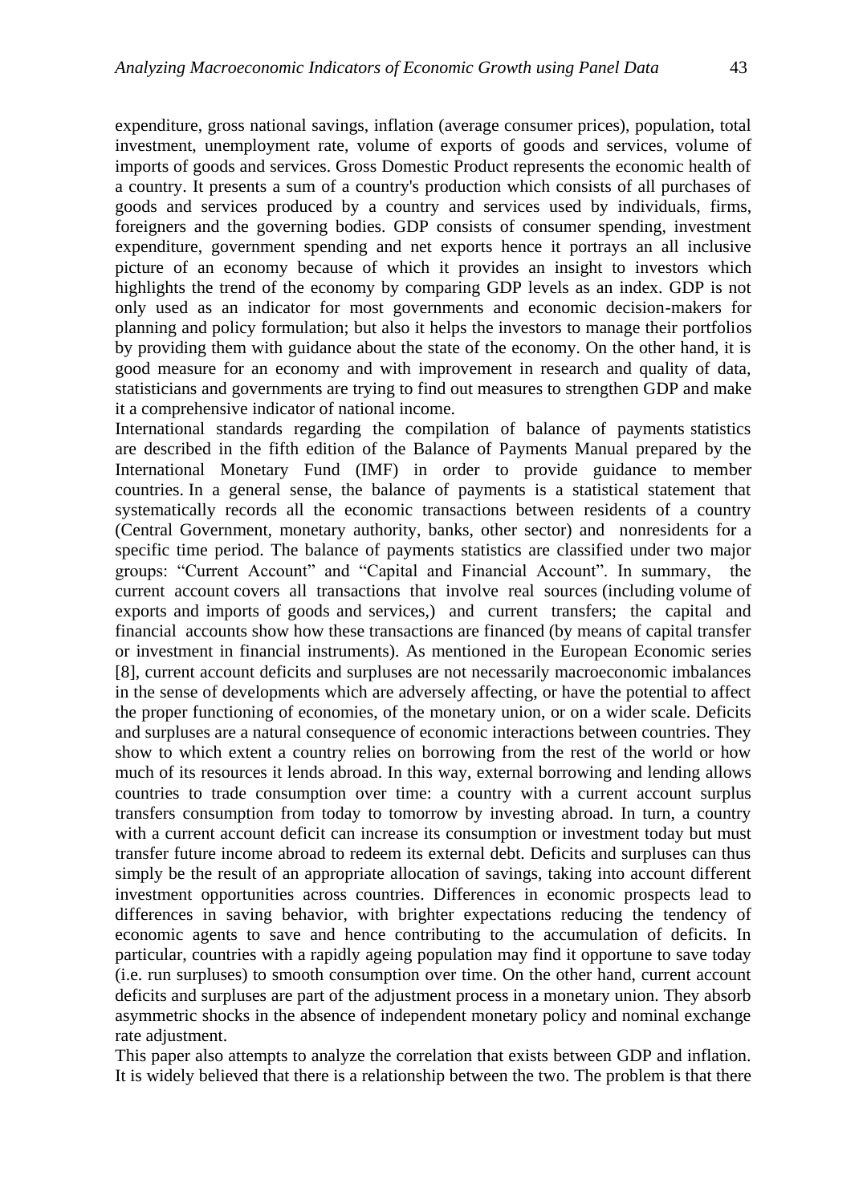expenditure, gross national savings, inflation (average consumer prices), population, total investment, unemployment rate, volume of exports of goods and services, volume of imports of goods and services. Gross Domestic Product represents the economic health of a country. It presents a sum of a country's production which consists of all purchases of goods and services produced by a country and services used by individuals, firms, foreigners and the governing bodies. GDP consists of consumer spending, investment expenditure, government spending and net exports hence it portrays an all inclusive picture of an economy because of which it provides an insight to investors which highlights the trend of the economy by comparing GDP levels as an index. GDP is not only used as an indicator for most governments and economic decision-makers for planning and policy formulation; but also it helps the investors to manage their portfolios by providing them with guidance about the state of the economy. On the other hand, it is good measure for an economy and with improvement in research and quality of data, statisticians and governments are trying to find out measures to strengthen GDP and make it a comprehensive indicator of national income.

International standards regarding the compilation of balance of payments statistics are described in the fifth edition of the Balance of Payments Manual prepared by the International Monetary Fund (IMF) in order to provide guidance to member countries. In a general sense, the balance of payments is a statistical statement that systematically records all the economic transactions between residents of a country (Central Government, monetary authority, banks, other sector) and nonresidents for a specific time period. The balance of payments statistics are classified under two major groups: "Current Account" and "Capital and Financial Account". In summary, the current account covers all transactions that involve real sources (including volume of exports and imports of goods and services,) and current transfers; the capital and financial accounts show how these transactions are financed (by means of capital transfer or investment in financial instruments). As mentioned in the European Economic series [8], current account deficits and surpluses are not necessarily macroeconomic imbalances in the sense of developments which are adversely affecting, or have the potential to affect the proper functioning of economies, of the monetary union, or on a wider scale. Deficits and surpluses are a natural consequence of economic interactions between countries. They show to which extent a country relies on borrowing from the rest of the world or how much of its resources it lends abroad. In this way, external borrowing and lending allows countries to trade consumption over time: a country with a current account surplus transfers consumption from today to tomorrow by investing abroad. In turn, a country with a current account deficit can increase its consumption or investment today but must transfer future income abroad to redeem its external debt. Deficits and surpluses can thus simply be the result of an appropriate allocation of savings, taking into account different investment opportunities across countries. Differences in economic prospects lead to differences in saving behavior, with brighter expectations reducing the tendency of economic agents to save and hence contributing to the accumulation of deficits. In particular, countries with a rapidly ageing population may find it opportune to save today (i.e. run surpluses) to smooth consumption over time. On the other hand, current account deficits and surpluses are part of the adjustment process in a monetary union. They absorb asymmetric shocks in the absence of independent monetary policy and nominal exchange rate adjustment.

This paper also attempts to analyze the correlation that exists between GDP and inflation. It is widely believed that there is a relationship between the two. The problem is that there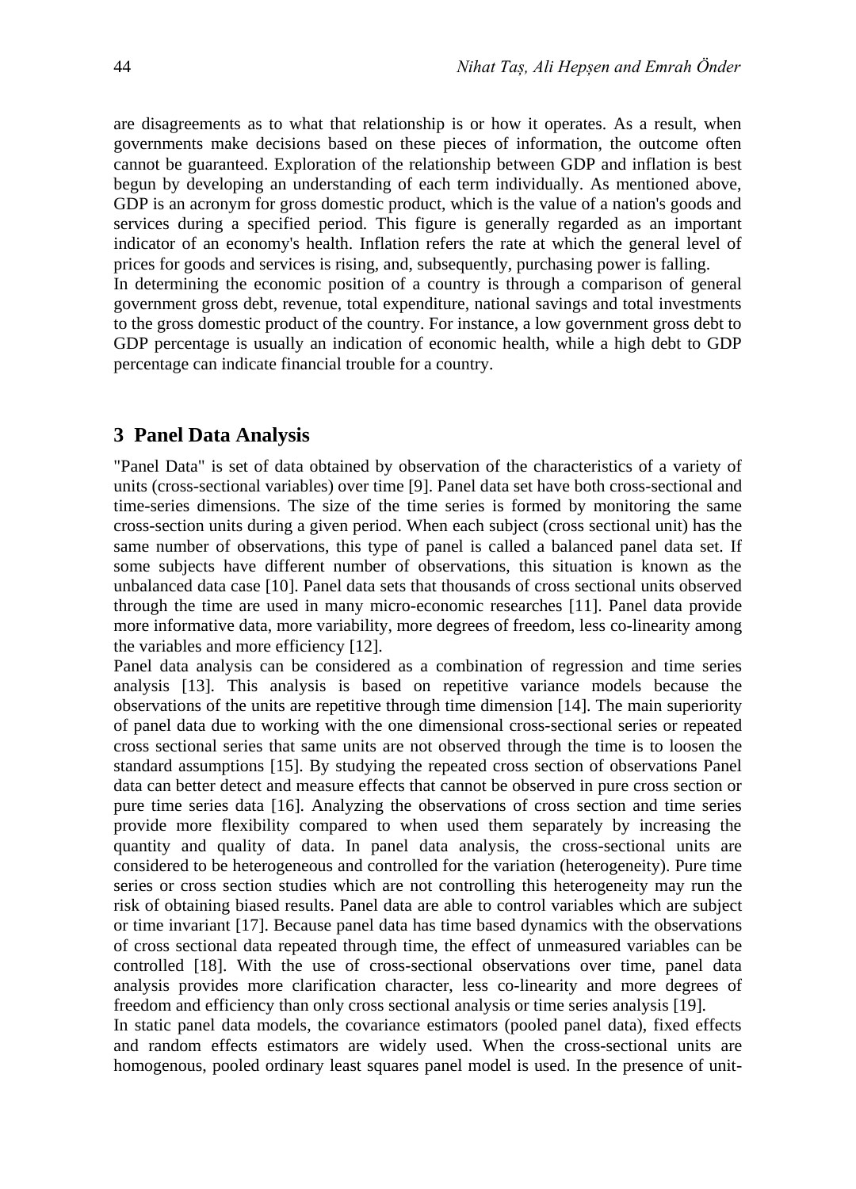are disagreements as to what that relationship is or how it operates. As a result, when governments make decisions based on these pieces of information, the outcome often cannot be guaranteed. Exploration of the relationship between GDP and inflation is best begun by developing an understanding of each term individually. As mentioned above, GDP is an acronym for gross domestic product, which is the value of a nation's goods and services during a specified period. This figure is generally regarded as an important indicator of an economy's health. Inflation refers the rate at which the general level of prices for goods and services is rising, and, subsequently, purchasing power is falling.

In determining the economic position of a country is through a comparison of general government gross debt, revenue, total expenditure, national savings and total investments to the gross domestic product of the country. For instance, a low government gross debt to GDP percentage is usually an indication of economic health, while a high debt to GDP percentage can indicate financial trouble for a country.

## 3 Panel Data Analysis

"Panel Data" is set of data obtained by observation of the characteristics of a variety of units (cross-sectional variables) over time [9]. Panel data set have both cross-sectional and time-series dimensions. The size of the time series is formed by monitoring the same cross-section units during a given period. When each subject (cross sectional unit) has the same number of observations, this type of panel is called a balanced panel data set. If some subjects have different number of observations, this situation is known as the unbalanced data case [10]. Panel data sets that thousands of cross sectional units observed through the time are used in many micro-economic researches [11]. Panel data provide more informative data, more variability, more degrees of freedom, less co-linearity among the variables and more efficiency [12].

Panel data analysis can be considered as a combination of regression and time series analysis [13]. This analysis is based on repetitive variance models because the observations of the units are repetitive through time dimension [14]. The main superiority of panel data due to working with the one dimensional cross-sectional series or repeated cross sectional series that same units are not observed through the time is to loosen the standard assumptions [15]. By studying the repeated cross section of observations Panel data can better detect and measure effects that cannot be observed in pure cross section or pure time series data [16]. Analyzing the observations of cross section and time series provide more flexibility compared to when used them separately by increasing the quantity and quality of data. In panel data analysis, the cross-sectional units are considered to be heterogeneous and controlled for the variation (heterogeneity). Pure time series or cross section studies which are not controlling this heterogeneity may run the risk of obtaining biased results. Panel data are able to control variables which are subject or time invariant [17]. Because panel data has time based dynamics with the observations of cross sectional data repeated through time, the effect of unmeasured variables can be controlled [18]. With the use of cross-sectional observations over time, panel data analysis provides more clarification character, less co-linearity and more degrees of freedom and efficiency than only cross sectional analysis or time series analysis [19].

In static panel data models, the covariance estimators (pooled panel data), fixed effects and random effects estimators are widely used. When the cross-sectional units are homogenous, pooled ordinary least squares panel model is used. In the presence of unit-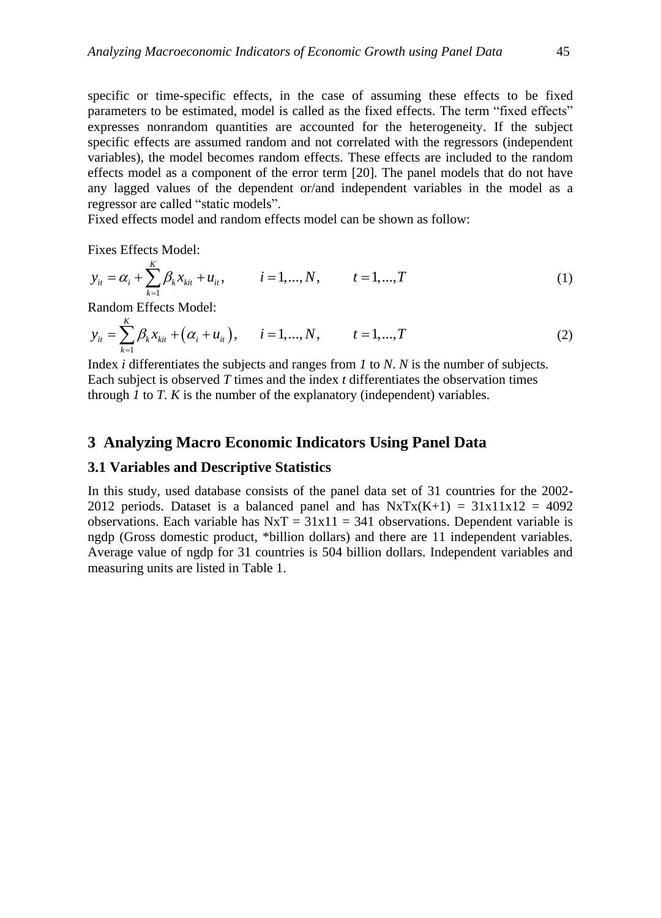specific or time-specific effects, in the case of assuming these effects to be fixed parameters to be estimated, model is called as the fixed effects. The term "fixed effects" expresses nonrandom quantities are accounted for the heterogeneity. If the subject specific effects are assumed random and not correlated with the regressors (independent variables), the model becomes random effects. These effects are included to the random effects model as a component of the error term [20]. The panel models that do not have any lagged values of the dependent or/and independent variables in the model as a regressor are called "static models".

Fixed effects model and random effects model can be shown as follow:

Fixes Effects Model:

$$y_{it} = \alpha_i + \sum_{k=1}^{K} \beta_k x_{kit} + u_{it}, \qquad i = 1,...,N, \qquad t = 1,...,T \tag{1}$$

Random Effects Model:

$$y_{it} = \sum_{k=1}^{K} \beta_k x_{kit} + \left(\alpha_i + u_{it}\right), \qquad i = 1,...,N, \qquad t = 1,...,T \tag{2}$$

Index *i* differentiates the subjects and ranges from *1* to *N*. *N* is the number of subjects. Each subject is observed *T* times and the index *t* differentiates the observation times through *1* to *T*. *K* is the number of the explanatory (independent) variables.

## 3 Analyzing Macro Economic Indicators Using Panel Data

### 3.1 Variables and Descriptive Statistics

In this study, used database consists of the panel data set of 31 countries for the 2002-2012 periods. Dataset is a balanced panel and has NxTx(K+1) = 31x11x12 = 4092 observations. Each variable has NxT = 31x11 = 341 observations. Dependent variable is ngdp (Gross domestic product, *billion dollars) and there are 11 independent variables. Average value of ngdp for 31 countries is 504 billion dollars. Independent variables and measuring units are listed in Table 1.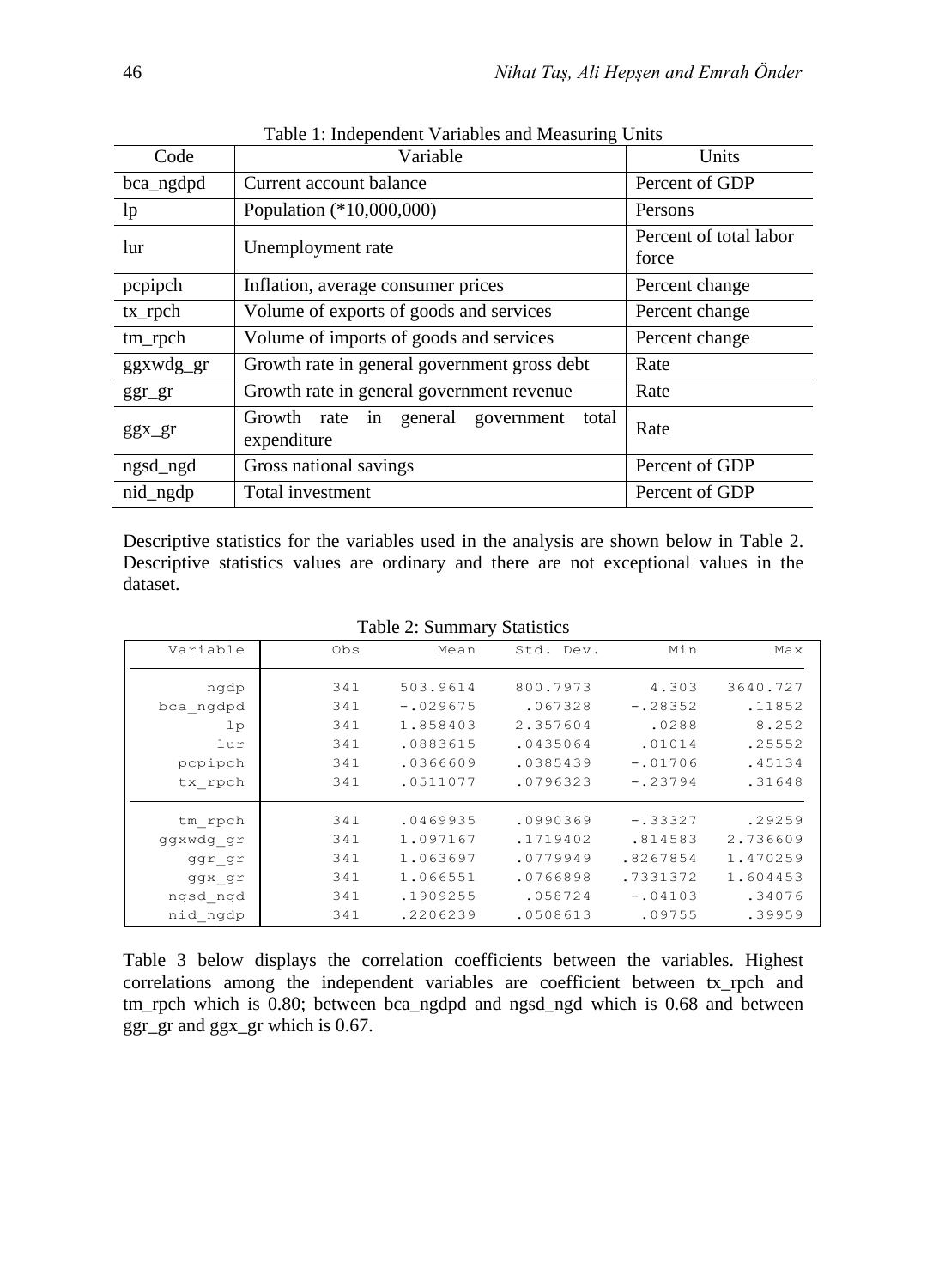Table 1: Independent Variables and Measuring Units

| Code | Variable | Units |
|---|---|---|
| bca_ngdpd | Current account balance | Percent of GDP |
| lp | Population (*10,000,000) | Persons |
| lur | Unemployment rate | Percent of total labor force |
| pcpipch | Inflation, average consumer prices | Percent change |
| tx_rpch | Volume of exports of goods and services | Percent change |
| tm_rpch | Volume of imports of goods and services | Percent change |
| ggxwdg_gr | Growth rate in general government gross debt | Rate |
| ggr_gr | Growth rate in general government revenue | Rate |
| ggx_gr | Growth rate in general government total expenditure | Rate |
| ngsd_ngd | Gross national savings | Percent of GDP |
| nid_ngdp | Total investment | Percent of GDP |

Descriptive statistics for the variables used in the analysis are shown below in Table 2. Descriptive statistics values are ordinary and there are not exceptional values in the dataset.

Table 2: Summary Statistics

| Variable | Obs | Mean | Std. Dev. | Min | Max |
|---|---|---|---|---|---|
| ngdp | 341 | 503.9614 | 800.7973 | 4.303 | 3640.727 |
| bca_ngdpd | 341 | -.029675 | .067328 | -.28352 | .11852 |
| lp | 341 | 1.858403 | 2.357604 | .0288 | 8.252 |
| lur | 341 | .0883615 | .0435064 | .01014 | .25552 |
| pcpipch | 341 | .0366609 | .0385439 | -.01706 | .45134 |
| tx_rpch | 341 | .0511077 | .0796323 | -.23794 | .31648 |
| tm_rpch | 341 | .0469935 | .0990369 | -.33327 | .29259 |
| ggxwdg_gr | 341 | 1.097167 | .1719402 | .814583 | 2.736609 |
| ggr_gr | 341 | 1.063697 | .0779949 | .8267854 | 1.470259 |
| ggx_gr | 341 | 1.066551 | .0766898 | .7331372 | 1.604453 |
| ngsd_ngd | 341 | .1909255 | .058724 | -.04103 | .34076 |
| nid_ngdp | 341 | .2206239 | .0508613 | .09755 | .39959 |

Table 3 below displays the correlation coefficients between the variables. Highest correlations among the independent variables are coefficient between tx_rpch and tm_rpch which is 0.80; between bca_ngdpd and ngsd_ngd which is 0.68 and between ggr_gr and ggx_gr which is 0.67.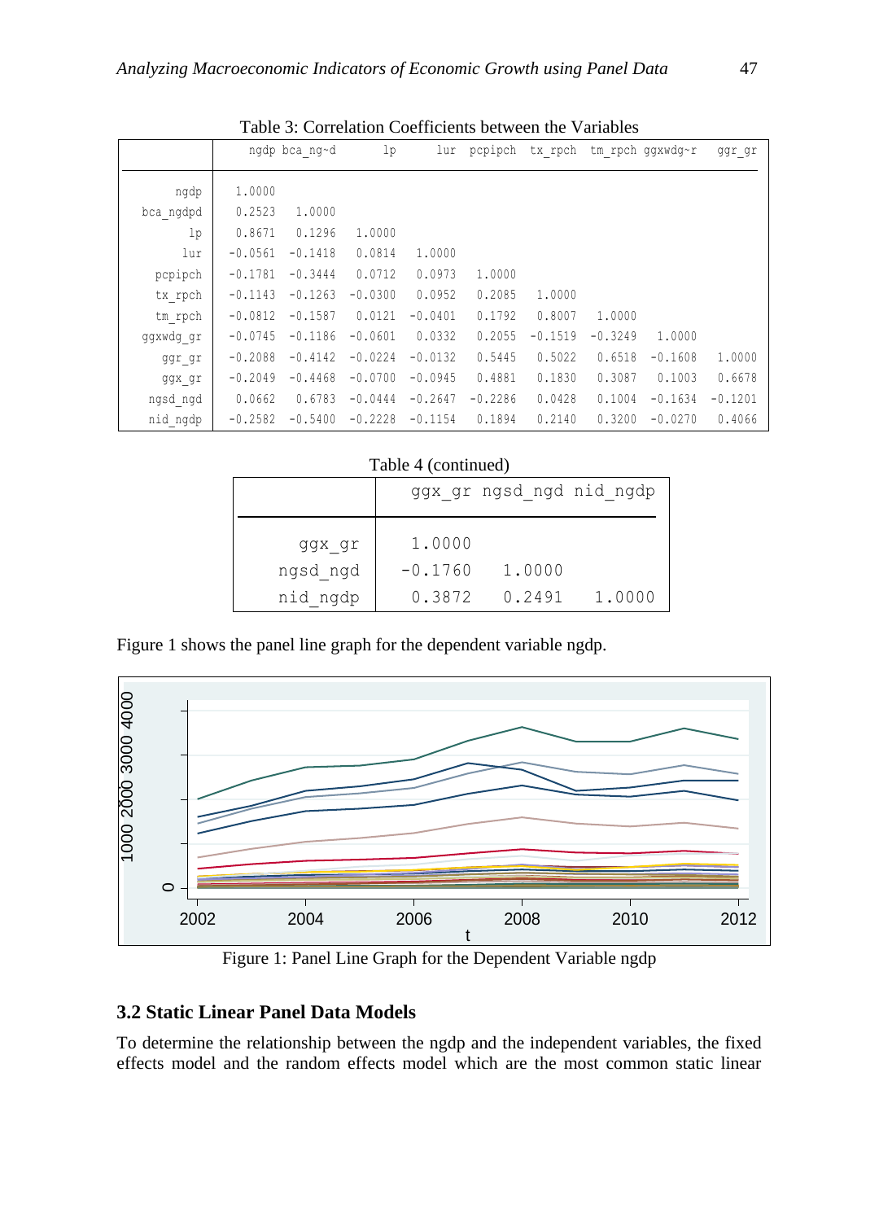Table 3: Correlation Coefficients between the Variables

| | ngdp | bca_ng~d | lp | lur | pcpipch | tx_rpch | tm_rpch | ggxwdg~r | ggr_gr |
|---|---|---|---|---|---|---|---|---|---|
| ngdp | 1.0000 | | | | | | | | |
| bca_ngdpd | 0.2523 | 1.0000 | | | | | | | |
| lp | 0.8671 | 0.1296 | 1.0000 | | | | | | |
| lur | -0.0561 | -0.1418 | 0.0814 | 1.0000 | | | | | |
| pcpipch | -0.1781 | -0.3444 | 0.0712 | 0.0973 | 1.0000 | | | | |
| tx_rpch | -0.1143 | -0.1263 | -0.0300 | 0.0952 | 0.2085 | 1.0000 | | | |
| tm_rpch | -0.0812 | -0.1587 | 0.0121 | -0.0401 | 0.1792 | 0.8007 | 1.0000 | | |
| ggxwdg_gr | -0.0745 | -0.1186 | -0.0601 | 0.0332 | 0.2055 | -0.1519 | -0.3249 | 1.0000 | |
| ggr_gr | -0.2088 | -0.4142 | -0.0224 | -0.0132 | 0.5445 | 0.5022 | 0.6518 | -0.1608 | 1.0000 |
| ggx_gr | -0.2049 | -0.4468 | -0.0700 | -0.0945 | 0.4881 | 0.1830 | 0.3087 | 0.1003 | 0.6678 |
| ngsd_ngd | 0.0662 | 0.6783 | -0.0444 | -0.2647 | -0.2286 | 0.0428 | 0.1004 | -0.1634 | -0.1201 |
| nid_ngdp | -0.2582 | -0.5400 | -0.2228 | -0.1154 | 0.1894 | 0.2140 | 0.3200 | -0.0270 | 0.4066 |

Table 4 (continued)

| | ggx_gr | ngsd_ngd | nid_ngdp |
|---|---|---|---|
| ggx_gr | 1.0000 | | |
| ngsd_ngd | -0.1760 | 1.0000 | |
| nid_ngdp | 0.3872 | 0.2491 | 1.0000 |

Figure 1 shows the panel line graph for the dependent variable ngdp.

Figure 1: Panel Line Graph for the Dependent Variable ngdp

## 3.2 Static Linear Panel Data Models

To determine the relationship between the ngdp and the independent variables, the fixed effects model and the random effects model which are the most common static linear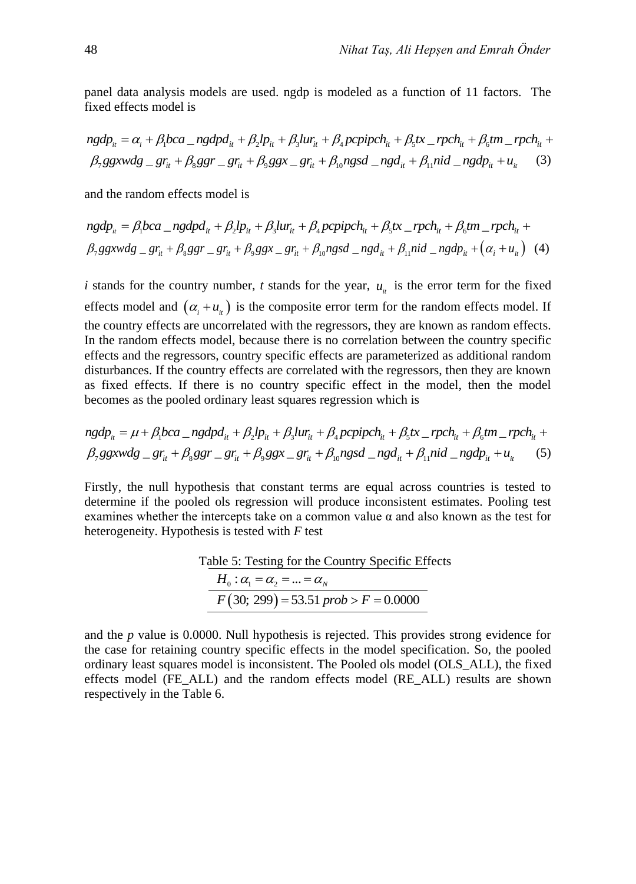panel data analysis models are used. ngdp is modeled as a function of 11 factors. The fixed effects model is

$$ngdp_{it} = \alpha_i + \beta_1 bca\_ngdpd_{it} + \beta_2 lp_{it} + \beta_3 lur_{it} + \beta_4 pcpipch_{it} + \beta_5 tx\_rpch_{it} + \beta_6 tm\_rpch_{it} + \beta_7 ggxwdg\_gr_{it} + \beta_8 ggr\_gr_{it} + \beta_9 ggx\_gr_{it} + \beta_{10} ngsd\_ngd_{it} + \beta_{11} nid\_ngdp_{it} + u_{it} \quad (3)$$

and the random effects model is

$$ngdp_{it} = \beta_1 bca\_ngdpd_{it} + \beta_2 lp_{it} + \beta_3 lur_{it} + \beta_4 pcpipch_{it} + \beta_5 tx\_rpch_{it} + \beta_6 tm\_rpch_{it} + \beta_7 ggxwdg\_gr_{it} + \beta_8 ggr\_gr_{it} + \beta_9 ggx\_gr_{it} + \beta_{10} ngsd\_ngd_{it} + \beta_{11} nid\_ngdp_{it} + \left(\alpha_i + u_{it}\right) \quad (4)$$

*i* stands for the country number, *t* stands for the year, $u_{it}$ is the error term for the fixed effects model and $\left(\alpha_i + u_{it}\right)$ is the composite error term for the random effects model. If the country effects are uncorrelated with the regressors, they are known as random effects. In the random effects model, because there is no correlation between the country specific effects and the regressors, country specific effects are parameterized as additional random disturbances. If the country effects are correlated with the regressors, then they are known as fixed effects. If there is no country specific effect in the model, then the model becomes as the pooled ordinary least squares regression which is

$$ngdp_{it} = \mu + \beta_1 bca\_ngdpd_{it} + \beta_2 lp_{it} + \beta_3 lur_{it} + \beta_4 pcpipch_{it} + \beta_5 tx\_rpch_{it} + \beta_6 tm\_rpch_{it} + \beta_7 ggxwdg\_gr_{it} + \beta_8 ggr\_gr_{it} + \beta_9 ggx\_gr_{it} + \beta_{10} ngsd\_ngd_{it} + \beta_{11} nid\_ngdp_{it} + u_{it} \quad (5)$$

Firstly, the null hypothesis that constant terms are equal across countries is tested to determine if the pooled ols regression will produce inconsistent estimates. Pooling test examines whether the intercepts take on a common value α and also known as the test for heterogeneity. Hypothesis is tested with *F* test

Table 5: Testing for the Country Specific Effects

| $H_0 : \alpha_1 = \alpha_2 = ... = \alpha_N$ |
|---|
| $F(30;\ 299) = 53.51\ prob > F = 0.0000$ |

and the *p* value is 0.0000. Null hypothesis is rejected. This provides strong evidence for the case for retaining country specific effects in the model specification. So, the pooled ordinary least squares model is inconsistent. The Pooled ols model (OLS_ALL), the fixed effects model (FE_ALL) and the random effects model (RE_ALL) results are shown respectively in the Table 6.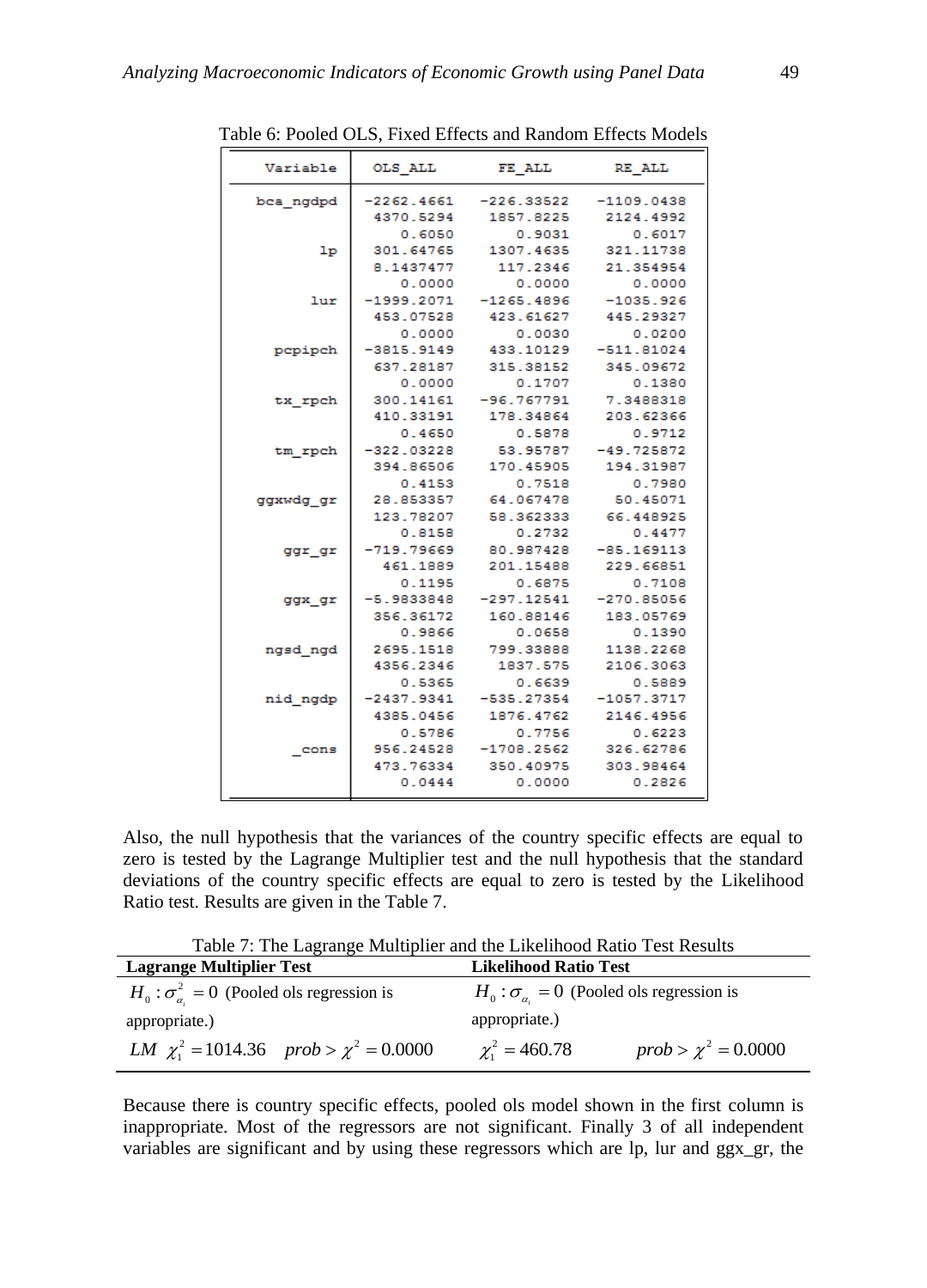Table 6: Pooled OLS, Fixed Effects and Random Effects Models

| Variable | OLS_ALL | FE_ALL | RE_ALL |
|---|---|---|---|
| bca_ngdpd | -2262.4661 | -226.33522 | -1109.0438 |
| | 4370.5294 | 1857.8225 | 2124.4992 |
| | 0.6050 | 0.9031 | 0.6017 |
| lp | 301.64765 | 1307.4635 | 321.11738 |
| | 8.1437477 | 117.2346 | 21.354954 |
| | 0.0000 | 0.0000 | 0.0000 |
| lur | -1999.2071 | -1265.4896 | -1035.926 |
| | 453.07528 | 423.61627 | 445.29327 |
| | 0.0000 | 0.0030 | 0.0200 |
| pcpipch | -3815.9149 | 433.10129 | -511.81024 |
| | 637.28187 | 315.38152 | 345.09672 |
| | 0.0000 | 0.1707 | 0.1380 |
| tx_rpch | 300.14161 | -96.767791 | 7.3488318 |
| | 410.33191 | 178.34864 | 203.62366 |
| | 0.4650 | 0.5878 | 0.9712 |
| tm_rpch | -322.03228 | 53.95787 | -49.725872 |
| | 394.86506 | 170.45905 | 194.31987 |
| | 0.4153 | 0.7518 | 0.7980 |
| ggxwdg_gr | 28.853357 | 64.067478 | 50.45071 |
| | 123.78207 | 58.362333 | 66.448925 |
| | 0.8158 | 0.2732 | 0.4477 |
| ggr_gr | -719.79669 | 80.987428 | -85.169113 |
| | 461.1889 | 201.15488 | 229.66851 |
| | 0.1195 | 0.6875 | 0.7108 |
| ggx_gr | -5.9833848 | -297.12541 | -270.85056 |
| | 356.36172 | 160.88146 | 183.05769 |
| | 0.9866 | 0.0658 | 0.1390 |
| ngsd_ngd | 2695.1518 | 799.33888 | 1138.2268 |
| | 4356.2346 | 1837.575 | 2106.3063 |
| | 0.5365 | 0.6639 | 0.5889 |
| nid_ngdp | -2437.9341 | -535.27354 | -1057.3717 |
| | 4385.0456 | 1876.4762 | 2146.4956 |
| | 0.5786 | 0.7756 | 0.6223 |
| _cons | 956.24528 | -1708.2562 | 326.62786 |
| | 473.76334 | 350.40975 | 303.98464 |
| | 0.0444 | 0.0000 | 0.2826 |

Also, the null hypothesis that the variances of the country specific effects are equal to zero is tested by the Lagrange Multiplier test and the null hypothesis that the standard deviations of the country specific effects are equal to zero is tested by the Likelihood Ratio test. Results are given in the Table 7.

Table 7: The Lagrange Multiplier and the Likelihood Ratio Test Results

| **Lagrange Multiplier Test** | **Likelihood Ratio Test** |
|---|---|
| $H_0 : \sigma^2_{\alpha_i} = 0$ (Pooled ols regression is appropriate.) | $H_0 : \sigma_{\alpha_i} = 0$ (Pooled ols regression is appropriate.) |
| $LM \;\; \chi^2_1 = 1014.36 \quad prob > \chi^2 = 0.0000$ | $\chi^2_1 = 460.78 \quad prob > \chi^2 = 0.0000$ |

Because there is country specific effects, pooled ols model shown in the first column is inappropriate. Most of the regressors are not significant. Finally 3 of all independent variables are significant and by using these regressors which are lp, lur and ggx_gr, the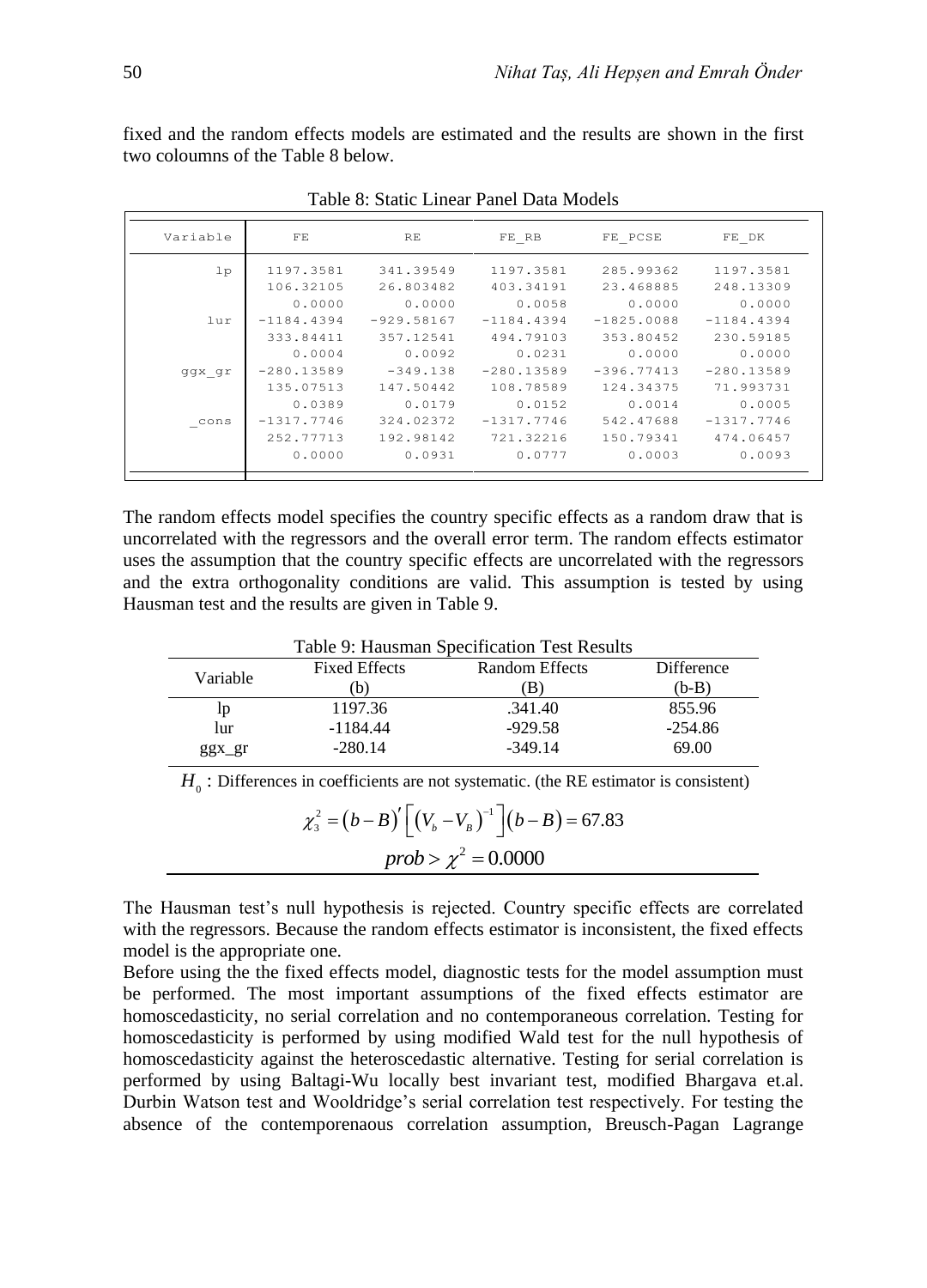fixed and the random effects models are estimated and the results are shown in the first two coloumns of the Table 8 below.

Table 8: Static Linear Panel Data Models

| Variable | FE | RE | FE_RB | FE_PCSE | FE_DK |
|---|---|---|---|---|---|
| lp | 1197.3581 | 341.39549 | 1197.3581 | 285.99362 | 1197.3581 |
| | 106.32105 | 26.803482 | 403.34191 | 23.468885 | 248.13309 |
| | 0.0000 | 0.0000 | 0.0058 | 0.0000 | 0.0000 |
| lur | -1184.4394 | -929.58167 | -1184.4394 | -1825.0088 | -1184.4394 |
| | 333.84411 | 357.12541 | 494.79103 | 353.80452 | 230.59185 |
| | 0.0004 | 0.0092 | 0.0231 | 0.0000 | 0.0000 |
| ggx_gr | -280.13589 | -349.138 | -280.13589 | -396.77413 | -280.13589 |
| | 135.07513 | 147.50442 | 108.78589 | 124.34375 | 71.993731 |
| | 0.0389 | 0.0179 | 0.0152 | 0.0014 | 0.0005 |
| _cons | -1317.7746 | 324.02372 | -1317.7746 | 542.47688 | -1317.7746 |
| | 252.77713 | 192.98142 | 721.32216 | 150.79341 | 474.06457 |
| | 0.0000 | 0.0931 | 0.0777 | 0.0003 | 0.0093 |

The random effects model specifies the country specific effects as a random draw that is uncorrelated with the regressors and the overall error term. The random effects estimator uses the assumption that the country specific effects are uncorrelated with the regressors and the extra orthogonality conditions are valid. This assumption is tested by using Hausman test and the results are given in Table 9.

Table 9: Hausman Specification Test Results

| Variable | Fixed Effects (b) | Random Effects (B) | Difference (b-B) |
|---|---|---|---|
| lp | 1197.36 | .341.40 | 855.96 |
| lur | -1184.44 | -929.58 | -254.86 |
| ggx_gr | -280.14 | -349.14 | 69.00 |

$H_0$ : Differences in coefficients are not systematic. (the RE estimator is consistent)

$$\chi_3^2 = (b-B)' \left[ (V_b - V_B)^{-1} \right] (b-B) = 67.83$$

$$prob > \chi^2 = 0.0000$$

The Hausman test's null hypothesis is rejected. Country specific effects are correlated with the regressors. Because the random effects estimator is inconsistent, the fixed effects model is the appropriate one.

Before using the the fixed effects model, diagnostic tests for the model assumption must be performed. The most important assumptions of the fixed effects estimator are homoscedasticity, no serial correlation and no contemporaneous correlation. Testing for homoscedasticity is performed by using modified Wald test for the null hypothesis of homoscedasticity against the heteroscedastic alternative. Testing for serial correlation is performed by using Baltagi-Wu locally best invariant test, modified Bhargava et.al. Durbin Watson test and Wooldridge's serial correlation test respectively. For testing the absence of the contemporenaous correlation assumption, Breusch-Pagan Lagrange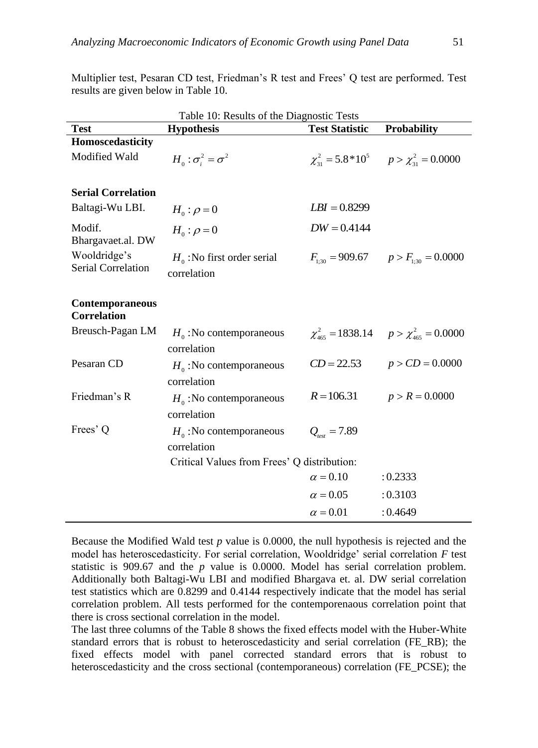Multiplier test, Pesaran CD test, Friedman's R test and Frees' Q test are performed. Test results are given below in Table 10.

Table 10: Results of the Diagnostic Tests

| Test | Hypothesis | Test Statistic | Probability |
|---|---|---|---|
| **Homoscedasticity** | | | |
| Modified Wald | $H_0: \sigma_i^2 = \sigma^2$ | $\chi^2_{31} = 5.8*10^5$ | $p > \chi^2_{31} = 0.0000$ |
| **Serial Correlation** | | | |
| Baltagi-Wu LBI. | $H_0: \rho = 0$ | $LBI = 0.8299$ | |
| Modif. Bhargavaet.al. DW | $H_0: \rho = 0$ | $DW = 0.4144$ | |
| Wooldridge's Serial Correlation | $H_0$ :No first order serial correlation | $F_{1;30} = 909.67$ | $p > F_{1;30} = 0.0000$ |
| **Contemporaneous Correlation** | | | |
| Breusch-Pagan LM | $H_0$ :No contemporaneous correlation | $\chi^2_{465} = 1838.14$ | $p > \chi^2_{465} = 0.0000$ |
| Pesaran CD | $H_0$ :No contemporaneous correlation | $CD = 22.53$ | $p > CD = 0.0000$ |
| Friedman's R | $H_0$ :No contemporaneous correlation | $R = 106.31$ | $p > R = 0.0000$ |
| Frees' Q | $H_0$ :No contemporaneous correlation | $Q_{test} = 7.89$ | |
| | Critical Values from Frees' Q distribution: | | |
| | | $\alpha = 0.10$ | $: 0.2333$ |
| | | $\alpha = 0.05$ | $: 0.3103$ |
| | | $\alpha = 0.01$ | $: 0.4649$ |

Because the Modified Wald test *p* value is 0.0000, the null hypothesis is rejected and the model has heteroscedasticity. For serial correlation, Wooldridge' serial correlation *F* test statistic is 909.67 and the *p* value is 0.0000. Model has serial correlation problem. Additionally both Baltagi-Wu LBI and modified Bhargava et. al. DW serial correlation test statistics which are 0.8299 and 0.4144 respectively indicate that the model has serial correlation problem. All tests performed for the contemporenaous correlation point that there is cross sectional correlation in the model.

The last three columns of the Table 8 shows the fixed effects model with the Huber-White standard errors that is robust to heteroscedasticity and serial correlation (FE_RB); the fixed effects model with panel corrected standard errors that is robust to heteroscedasticity and the cross sectional (contemporaneous) correlation (FE_PCSE); the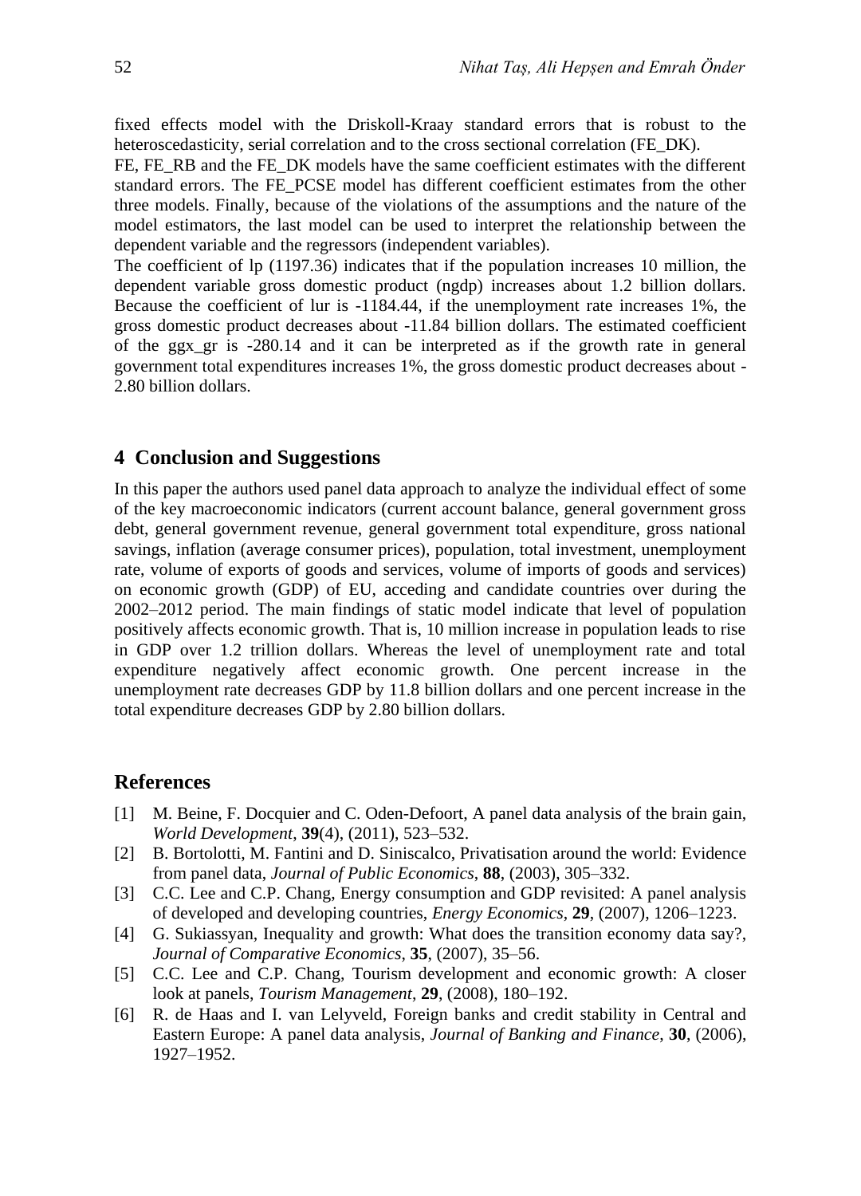fixed effects model with the Driskoll-Kraay standard errors that is robust to the heteroscedasticity, serial correlation and to the cross sectional correlation (FE_DK).

FE, FE_RB and the FE_DK models have the same coefficient estimates with the different standard errors. The FE_PCSE model has different coefficient estimates from the other three models. Finally, because of the violations of the assumptions and the nature of the model estimators, the last model can be used to interpret the relationship between the dependent variable and the regressors (independent variables).

The coefficient of lp (1197.36) indicates that if the population increases 10 million, the dependent variable gross domestic product (ngdp) increases about 1.2 billion dollars. Because the coefficient of lur is -1184.44, if the unemployment rate increases 1%, the gross domestic product decreases about -11.84 billion dollars. The estimated coefficient of the ggx_gr is -280.14 and it can be interpreted as if the growth rate in general government total expenditures increases 1%, the gross domestic product decreases about -2.80 billion dollars.

## 4 Conclusion and Suggestions

In this paper the authors used panel data approach to analyze the individual effect of some of the key macroeconomic indicators (current account balance, general government gross debt, general government revenue, general government total expenditure, gross national savings, inflation (average consumer prices), population, total investment, unemployment rate, volume of exports of goods and services, volume of imports of goods and services) on economic growth (GDP) of EU, acceding and candidate countries over during the 2002–2012 period. The main findings of static model indicate that level of population positively affects economic growth. That is, 10 million increase in population leads to rise in GDP over 1.2 trillion dollars. Whereas the level of unemployment rate and total expenditure negatively affect economic growth. One percent increase in the unemployment rate decreases GDP by 11.8 billion dollars and one percent increase in the total expenditure decreases GDP by 2.80 billion dollars.

## References

[1] M. Beine, F. Docquier and C. Oden-Defoort, A panel data analysis of the brain gain, *World Development*, **39**(4), (2011), 523–532.

[2] B. Bortolotti, M. Fantini and D. Siniscalco, Privatisation around the world: Evidence from panel data, *Journal of Public Economics*, **88**, (2003), 305–332.

[3] C.C. Lee and C.P. Chang, Energy consumption and GDP revisited: A panel analysis of developed and developing countries, *Energy Economics*, **29**, (2007), 1206–1223.

[4] G. Sukiassyan, Inequality and growth: What does the transition economy data say?, *Journal of Comparative Economics*, **35**, (2007), 35–56.

[5] C.C. Lee and C.P. Chang, Tourism development and economic growth: A closer look at panels, *Tourism Management*, **29**, (2008), 180–192.

[6] R. de Haas and I. van Lelyveld, Foreign banks and credit stability in Central and Eastern Europe: A panel data analysis, *Journal of Banking and Finance*, **30**, (2006), 1927–1952.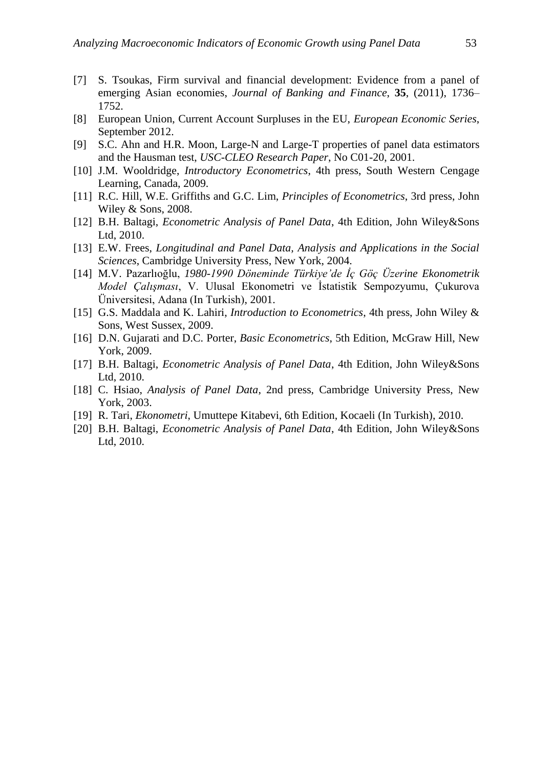[7] S. Tsoukas, Firm survival and financial development: Evidence from a panel of emerging Asian economies, *Journal of Banking and Finance*, **35**, (2011), 1736–1752.

[8] European Union, Current Account Surpluses in the EU, *European Economic Series*, September 2012.

[9] S.C. Ahn and H.R. Moon, Large-N and Large-T properties of panel data estimators and the Hausman test, *USC-CLEO Research Paper*, No C01-20, 2001.

[10] J.M. Wooldridge, *Introductory Econometrics*, 4th press, South Western Cengage Learning, Canada, 2009.

[11] R.C. Hill, W.E. Griffiths and G.C. Lim, *Principles of Econometrics*, 3rd press, John Wiley & Sons, 2008.

[12] B.H. Baltagi, *Econometric Analysis of Panel Data*, 4th Edition, John Wiley&Sons Ltd, 2010.

[13] E.W. Frees, *Longitudinal and Panel Data, Analysis and Applications in the Social Sciences*, Cambridge University Press, New York, 2004.

[14] M.V. Pazarlıoğlu, *1980-1990 Döneminde Türkiye'de İç Göç Üzerine Ekonometrik Model Çalışması*, V. Ulusal Ekonometri ve İstatistik Sempozyumu, Çukurova Üniversitesi, Adana (In Turkish), 2001.

[15] G.S. Maddala and K. Lahiri, *Introduction to Econometrics*, 4th press, John Wiley & Sons, West Sussex, 2009.

[16] D.N. Gujarati and D.C. Porter, *Basic Econometrics*, 5th Edition, McGraw Hill, New York, 2009.

[17] B.H. Baltagi, *Econometric Analysis of Panel Data*, 4th Edition, John Wiley&Sons Ltd, 2010.

[18] C. Hsiao, *Analysis of Panel Data*, 2nd press, Cambridge University Press, New York, 2003.

[19] R. Tari, *Ekonometri*, Umuttepe Kitabevi, 6th Edition, Kocaeli (In Turkish), 2010.

[20] B.H. Baltagi, *Econometric Analysis of Panel Data*, 4th Edition, John Wiley&Sons Ltd, 2010.